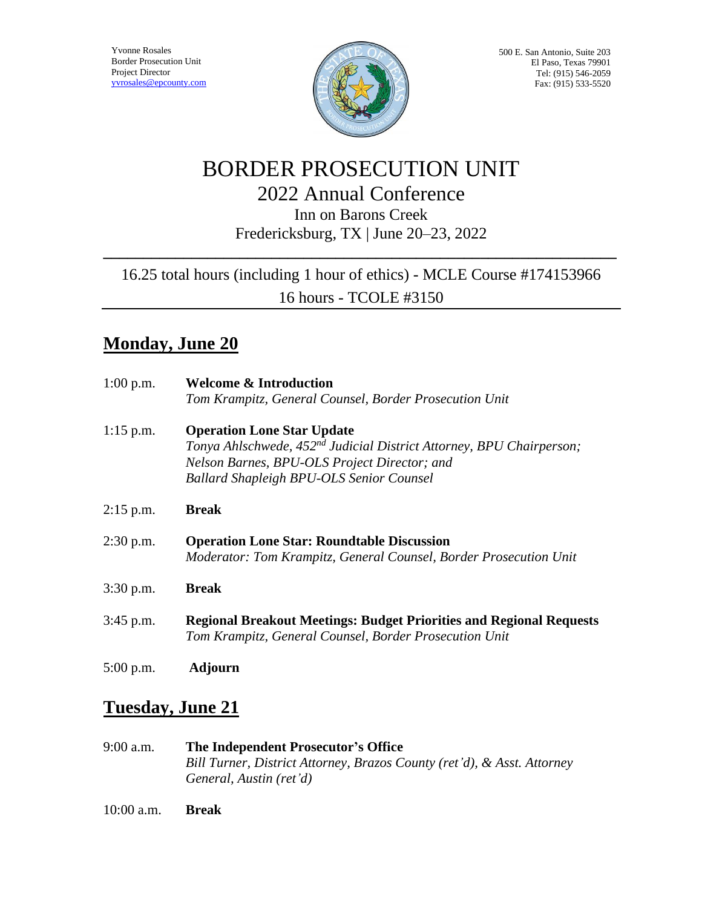Yvonne Rosales
Border Prosecution Unit
Project Director
yvrosales@epcounty.com

500 E. San Antonio, Suite 203
El Paso, Texas 79901
Tel: (915) 546-2059
Fax: (915) 533-5520

# BORDER PROSECUTION UNIT

## 2022 Annual Conference

Inn on Barons Creek
Fredericksburg, TX | June 20–23, 2022

16.25 total hours (including 1 hour of ethics) - MCLE Course #174153966
16 hours - TCOLE #3150

## Monday, June 20

1:00 p.m. **Welcome & Introduction**
*Tom Krampitz, General Counsel, Border Prosecution Unit*

1:15 p.m. **Operation Lone Star Update**
*Tonya Ahlschwede, 452nd Judicial District Attorney, BPU Chairperson; Nelson Barnes, BPU-OLS Project Director; and Ballard Shapleigh BPU-OLS Senior Counsel*

2:15 p.m. **Break**

2:30 p.m. **Operation Lone Star: Roundtable Discussion**
*Moderator: Tom Krampitz, General Counsel, Border Prosecution Unit*

3:30 p.m. **Break**

3:45 p.m. **Regional Breakout Meetings: Budget Priorities and Regional Requests**
*Tom Krampitz, General Counsel, Border Prosecution Unit*

5:00 p.m. **Adjourn**

## Tuesday, June 21

9:00 a.m. **The Independent Prosecutor's Office**
*Bill Turner, District Attorney, Brazos County (ret'd), & Asst. Attorney General, Austin (ret'd)*

10:00 a.m. **Break**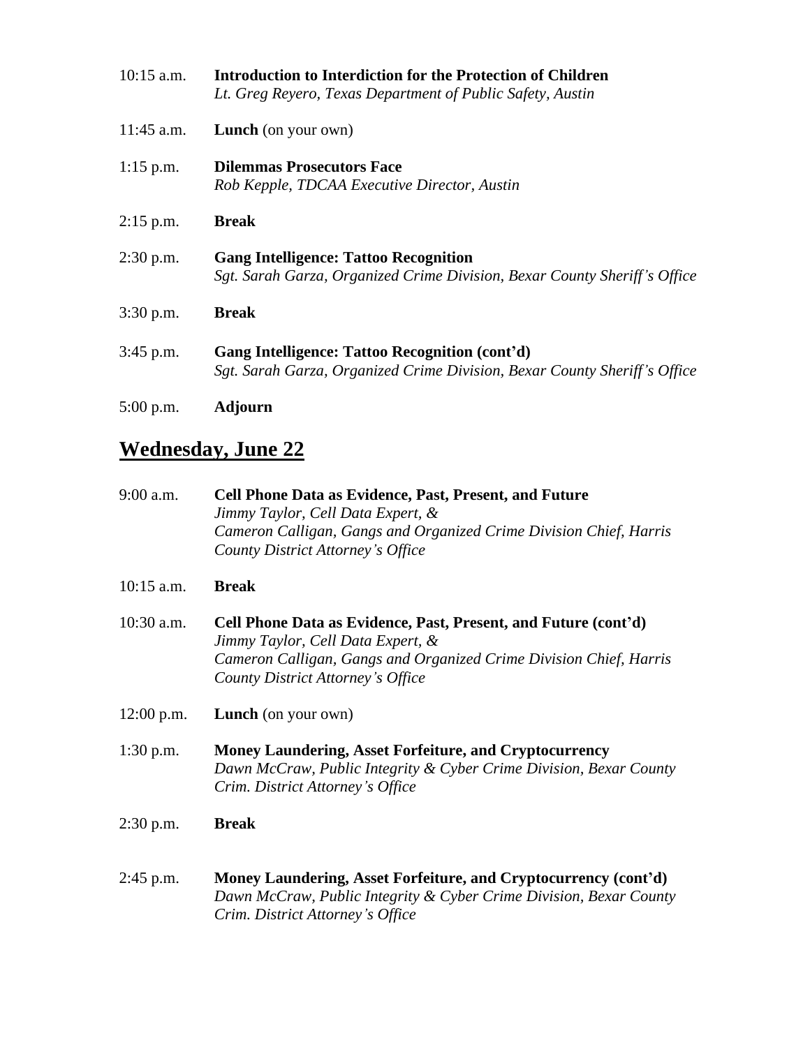10:15 a.m. **Introduction to Interdiction for the Protection of Children**
*Lt. Greg Reyero, Texas Department of Public Safety, Austin*

11:45 a.m. **Lunch** (on your own)

1:15 p.m. **Dilemmas Prosecutors Face**
*Rob Kepple, TDCAA Executive Director, Austin*

2:15 p.m. **Break**

2:30 p.m. **Gang Intelligence: Tattoo Recognition**
*Sgt. Sarah Garza, Organized Crime Division, Bexar County Sheriff's Office*

3:30 p.m. **Break**

3:45 p.m. **Gang Intelligence: Tattoo Recognition (cont'd)**
*Sgt. Sarah Garza, Organized Crime Division, Bexar County Sheriff's Office*

5:00 p.m. **Adjourn**

## Wednesday, June 22

9:00 a.m. **Cell Phone Data as Evidence, Past, Present, and Future**
*Jimmy Taylor, Cell Data Expert, &*
*Cameron Calligan, Gangs and Organized Crime Division Chief, Harris County District Attorney's Office*

10:15 a.m. **Break**

10:30 a.m. **Cell Phone Data as Evidence, Past, Present, and Future (cont'd)**
*Jimmy Taylor, Cell Data Expert, &*
*Cameron Calligan, Gangs and Organized Crime Division Chief, Harris County District Attorney's Office*

12:00 p.m. **Lunch** (on your own)

1:30 p.m. **Money Laundering, Asset Forfeiture, and Cryptocurrency**
*Dawn McCraw, Public Integrity & Cyber Crime Division, Bexar County Crim. District Attorney's Office*

2:30 p.m. **Break**

2:45 p.m. **Money Laundering, Asset Forfeiture, and Cryptocurrency (cont'd)**
*Dawn McCraw, Public Integrity & Cyber Crime Division, Bexar County Crim. District Attorney's Office*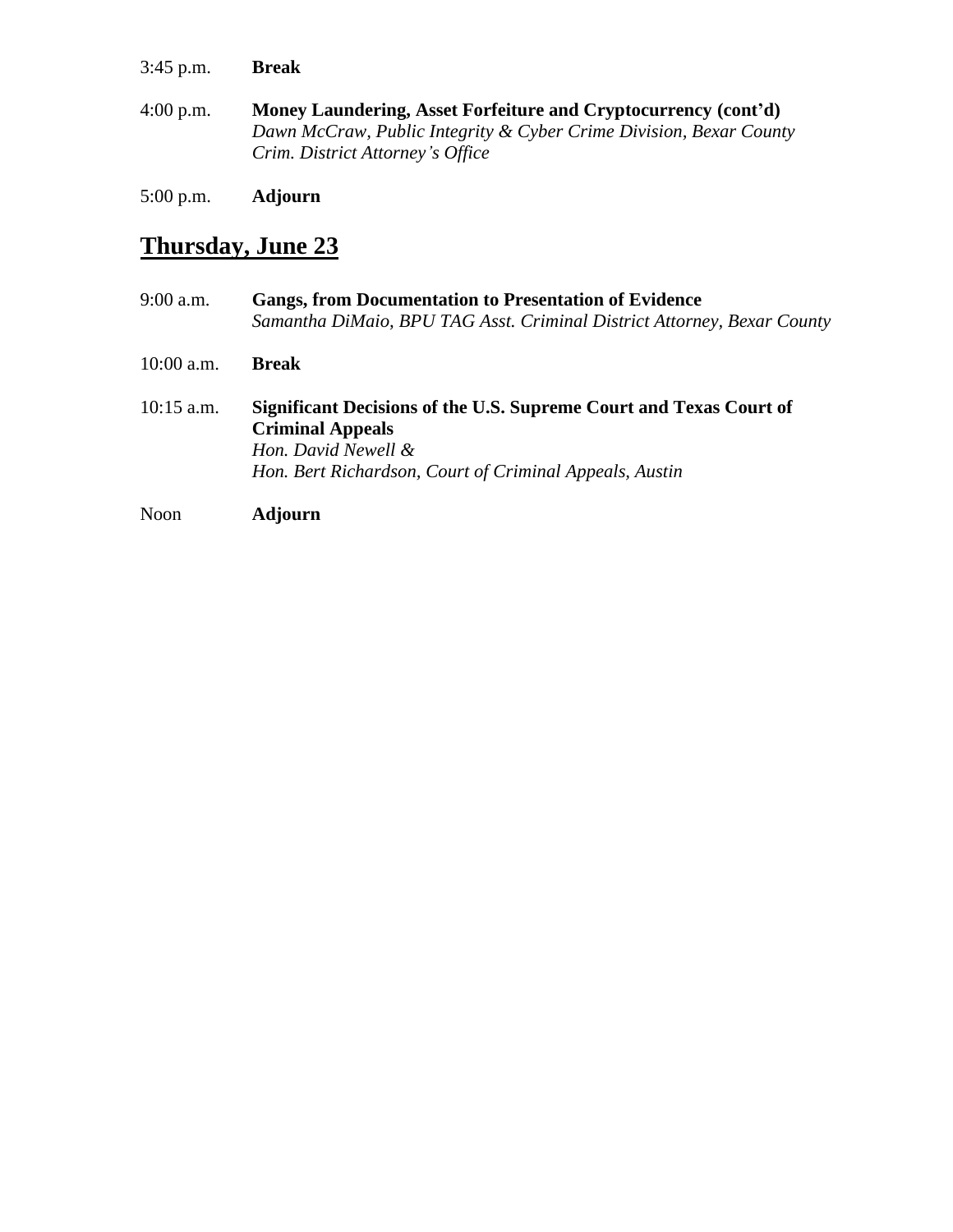3:45 p.m. **Break**

4:00 p.m. **Money Laundering, Asset Forfeiture and Cryptocurrency (cont'd)**
*Dawn McCraw, Public Integrity & Cyber Crime Division, Bexar County Crim. District Attorney's Office*

5:00 p.m. **Adjourn**

## Thursday, June 23

9:00 a.m. **Gangs, from Documentation to Presentation of Evidence**
*Samantha DiMaio, BPU TAG Asst. Criminal District Attorney, Bexar County*

10:00 a.m. **Break**

10:15 a.m. **Significant Decisions of the U.S. Supreme Court and Texas Court of Criminal Appeals**
*Hon. David Newell &*
*Hon. Bert Richardson, Court of Criminal Appeals, Austin*

Noon **Adjourn**